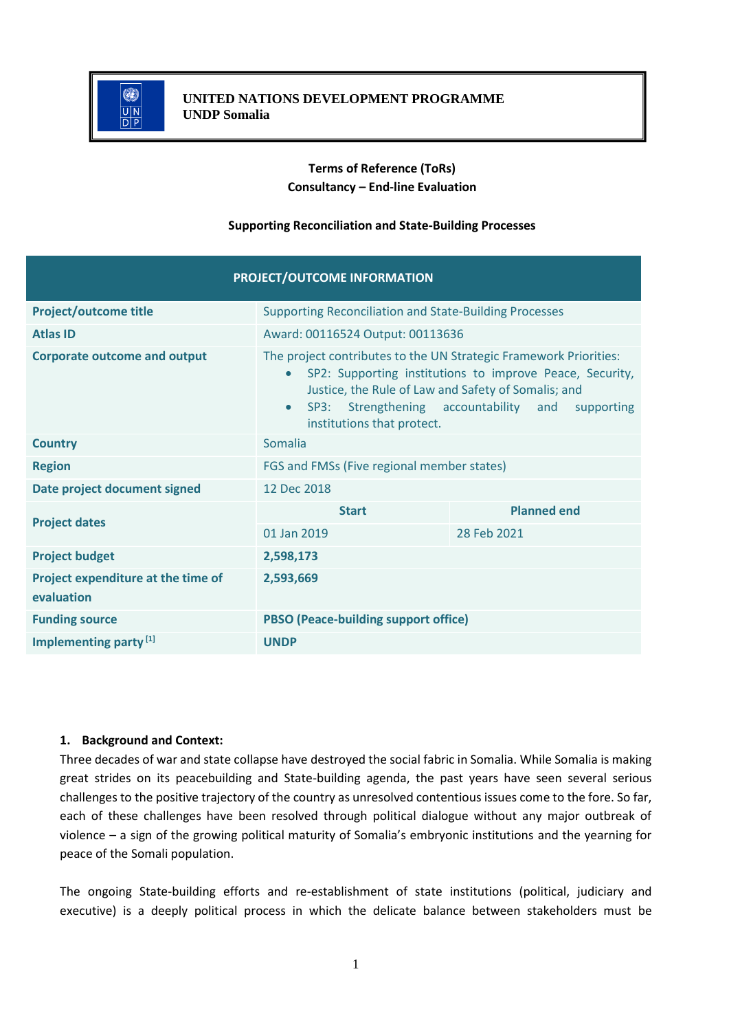**UNITED NATIONS DEVELOPMENT PROGRAMME**
**UNDP Somalia**

**Terms of Reference (ToRs)**
**Consultancy – End-line Evaluation**

**Supporting Reconciliation and State-Building Processes**

| PROJECT/OUTCOME INFORMATION | | |
|---|---|---|
| **Project/outcome title** | Supporting Reconciliation and State-Building Processes | |
| **Atlas ID** | Award: 00116524 Output: 00113636 | |
| **Corporate outcome and output** | The project contributes to the UN Strategic Framework Priorities:<br>• SP2: Supporting institutions to improve Peace, Security, Justice, the Rule of Law and Safety of Somalis; and<br>• SP3: Strengthening accountability and supporting institutions that protect. | |
| **Country** | Somalia | |
| **Region** | FGS and FMSs (Five regional member states) | |
| **Date project document signed** | 12 Dec 2018 | |
| **Project dates** | **Start** | **Planned end** |
| | 01 Jan 2019 | 28 Feb 2021 |
| **Project budget** | **2,598,173** | |
| **Project expenditure at the time of evaluation** | **2,593,669** | |
| **Funding source** | **PBSO (Peace-building support office)** | |
| **Implementing party** [1] | **UNDP** | |

## 1. Background and Context:

Three decades of war and state collapse have destroyed the social fabric in Somalia. While Somalia is making great strides on its peacebuilding and State-building agenda, the past years have seen several serious challenges to the positive trajectory of the country as unresolved contentious issues come to the fore. So far, each of these challenges have been resolved through political dialogue without any major outbreak of violence – a sign of the growing political maturity of Somalia's embryonic institutions and the yearning for peace of the Somali population.

The ongoing State-building efforts and re-establishment of state institutions (political, judiciary and executive) is a deeply political process in which the delicate balance between stakeholders must be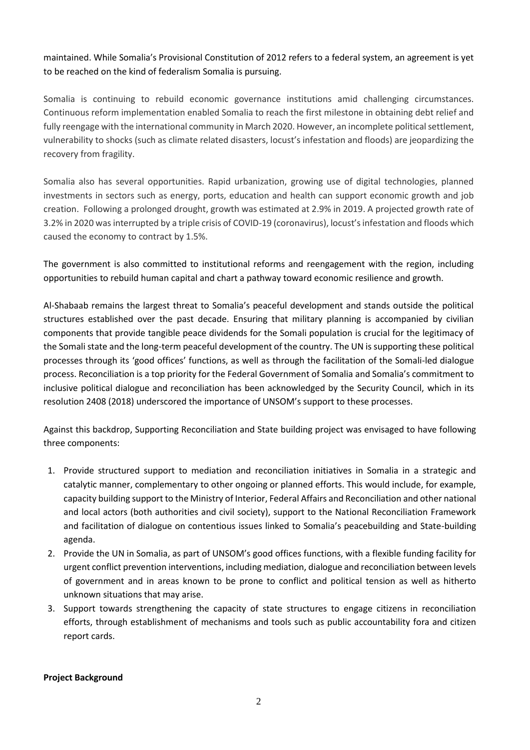maintained. While Somalia's Provisional Constitution of 2012 refers to a federal system, an agreement is yet to be reached on the kind of federalism Somalia is pursuing.

Somalia is continuing to rebuild economic governance institutions amid challenging circumstances. Continuous reform implementation enabled Somalia to reach the first milestone in obtaining debt relief and fully reengage with the international community in March 2020. However, an incomplete political settlement, vulnerability to shocks (such as climate related disasters, locust's infestation and floods) are jeopardizing the recovery from fragility.

Somalia also has several opportunities. Rapid urbanization, growing use of digital technologies, planned investments in sectors such as energy, ports, education and health can support economic growth and job creation. Following a prolonged drought, growth was estimated at 2.9% in 2019. A projected growth rate of 3.2% in 2020 was interrupted by a triple crisis of COVID-19 (coronavirus), locust's infestation and floods which caused the economy to contract by 1.5%.

The government is also committed to institutional reforms and reengagement with the region, including opportunities to rebuild human capital and chart a pathway toward economic resilience and growth.

Al-Shabaab remains the largest threat to Somalia's peaceful development and stands outside the political structures established over the past decade. Ensuring that military planning is accompanied by civilian components that provide tangible peace dividends for the Somali population is crucial for the legitimacy of the Somali state and the long-term peaceful development of the country. The UN is supporting these political processes through its 'good offices' functions, as well as through the facilitation of the Somali-led dialogue process. Reconciliation is a top priority for the Federal Government of Somalia and Somalia's commitment to inclusive political dialogue and reconciliation has been acknowledged by the Security Council, which in its resolution 2408 (2018) underscored the importance of UNSOM's support to these processes.

Against this backdrop, Supporting Reconciliation and State building project was envisaged to have following three components:

1. Provide structured support to mediation and reconciliation initiatives in Somalia in a strategic and catalytic manner, complementary to other ongoing or planned efforts. This would include, for example, capacity building support to the Ministry of Interior, Federal Affairs and Reconciliation and other national and local actors (both authorities and civil society), support to the National Reconciliation Framework and facilitation of dialogue on contentious issues linked to Somalia's peacebuilding and State-building agenda.
2. Provide the UN in Somalia, as part of UNSOM's good offices functions, with a flexible funding facility for urgent conflict prevention interventions, including mediation, dialogue and reconciliation between levels of government and in areas known to be prone to conflict and political tension as well as hitherto unknown situations that may arise.
3. Support towards strengthening the capacity of state structures to engage citizens in reconciliation efforts, through establishment of mechanisms and tools such as public accountability fora and citizen report cards.

**Project Background**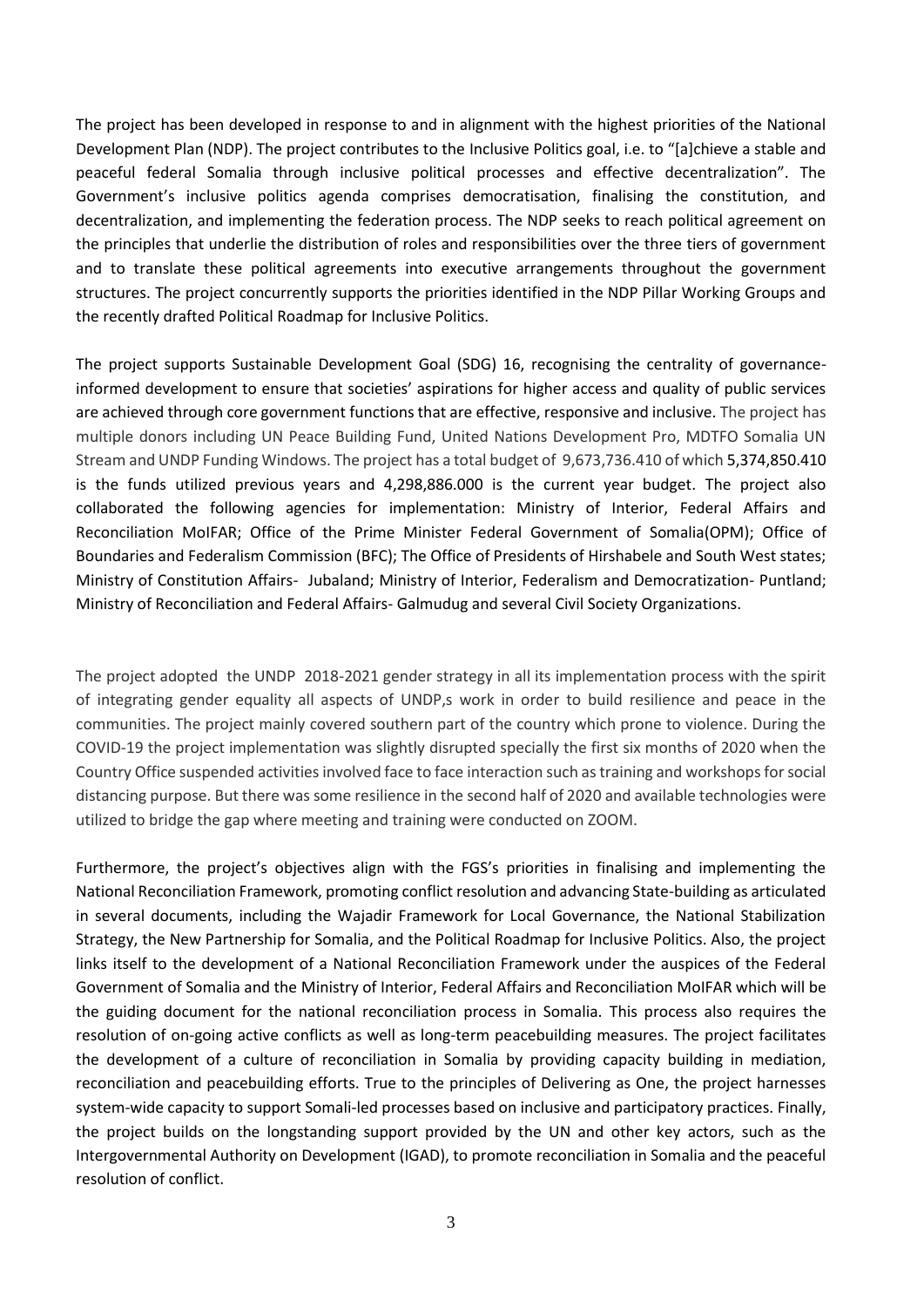The project has been developed in response to and in alignment with the highest priorities of the National Development Plan (NDP). The project contributes to the Inclusive Politics goal, i.e. to "[a]chieve a stable and peaceful federal Somalia through inclusive political processes and effective decentralization". The Government's inclusive politics agenda comprises democratisation, finalising the constitution, and decentralization, and implementing the federation process. The NDP seeks to reach political agreement on the principles that underlie the distribution of roles and responsibilities over the three tiers of government and to translate these political agreements into executive arrangements throughout the government structures. The project concurrently supports the priorities identified in the NDP Pillar Working Groups and the recently drafted Political Roadmap for Inclusive Politics.

The project supports Sustainable Development Goal (SDG) 16, recognising the centrality of governance-informed development to ensure that societies' aspirations for higher access and quality of public services are achieved through core government functions that are effective, responsive and inclusive. The project has multiple donors including UN Peace Building Fund, United Nations Development Pro, MDTFO Somalia UN Stream and UNDP Funding Windows. The project has a total budget of 9,673,736.410 of which 5,374,850.410 is the funds utilized previous years and 4,298,886.000 is the current year budget. The project also collaborated the following agencies for implementation: Ministry of Interior, Federal Affairs and Reconciliation MoIFAR; Office of the Prime Minister Federal Government of Somalia(OPM); Office of Boundaries and Federalism Commission (BFC); The Office of Presidents of Hirshabele and South West states; Ministry of Constitution Affairs- Jubaland; Ministry of Interior, Federalism and Democratization- Puntland; Ministry of Reconciliation and Federal Affairs- Galmudug and several Civil Society Organizations.

The project adopted the UNDP 2018-2021 gender strategy in all its implementation process with the spirit of integrating gender equality all aspects of UNDP,s work in order to build resilience and peace in the communities. The project mainly covered southern part of the country which prone to violence. During the COVID-19 the project implementation was slightly disrupted specially the first six months of 2020 when the Country Office suspended activities involved face to face interaction such as training and workshops for social distancing purpose. But there was some resilience in the second half of 2020 and available technologies were utilized to bridge the gap where meeting and training were conducted on ZOOM.

Furthermore, the project's objectives align with the FGS's priorities in finalising and implementing the National Reconciliation Framework, promoting conflict resolution and advancing State-building as articulated in several documents, including the Wajadir Framework for Local Governance, the National Stabilization Strategy, the New Partnership for Somalia, and the Political Roadmap for Inclusive Politics. Also, the project links itself to the development of a National Reconciliation Framework under the auspices of the Federal Government of Somalia and the Ministry of Interior, Federal Affairs and Reconciliation MoIFAR which will be the guiding document for the national reconciliation process in Somalia. This process also requires the resolution of on-going active conflicts as well as long-term peacebuilding measures. The project facilitates the development of a culture of reconciliation in Somalia by providing capacity building in mediation, reconciliation and peacebuilding efforts. True to the principles of Delivering as One, the project harnesses system-wide capacity to support Somali-led processes based on inclusive and participatory practices. Finally, the project builds on the longstanding support provided by the UN and other key actors, such as the Intergovernmental Authority on Development (IGAD), to promote reconciliation in Somalia and the peaceful resolution of conflict.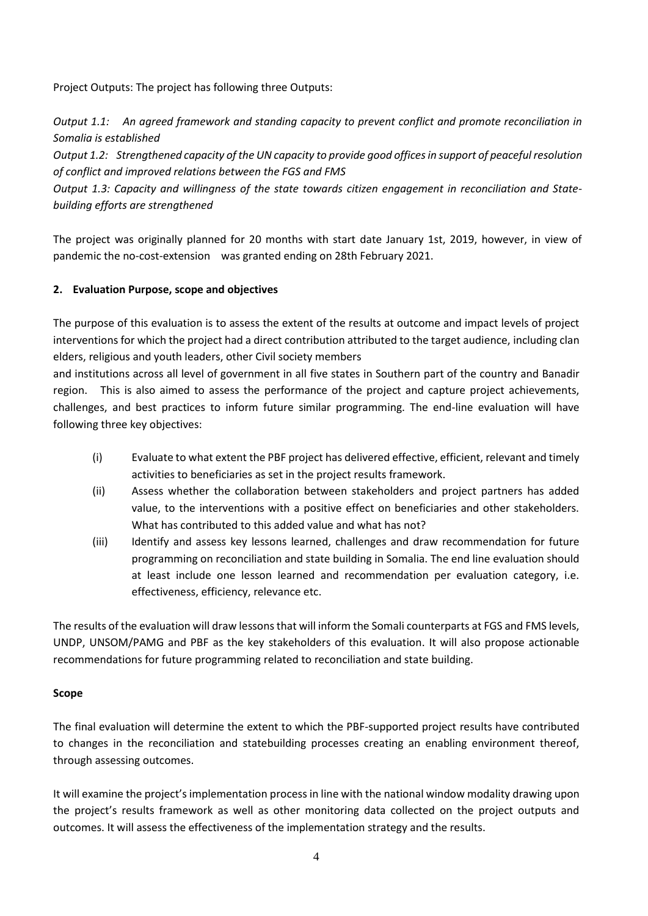Project Outputs: The project has following three Outputs:

*Output 1.1: An agreed framework and standing capacity to prevent conflict and promote reconciliation in Somalia is established*

*Output 1.2: Strengthened capacity of the UN capacity to provide good offices in support of peaceful resolution of conflict and improved relations between the FGS and FMS*

*Output 1.3: Capacity and willingness of the state towards citizen engagement in reconciliation and State-building efforts are strengthened*

The project was originally planned for 20 months with start date January 1st, 2019, however, in view of pandemic the no-cost-extension was granted ending on 28th February 2021.

## 2. Evaluation Purpose, scope and objectives

The purpose of this evaluation is to assess the extent of the results at outcome and impact levels of project interventions for which the project had a direct contribution attributed to the target audience, including clan elders, religious and youth leaders, other Civil society members and institutions across all level of government in all five states in Southern part of the country and Banadir region. This is also aimed to assess the performance of the project and capture project achievements, challenges, and best practices to inform future similar programming. The end-line evaluation will have following three key objectives:

(i) Evaluate to what extent the PBF project has delivered effective, efficient, relevant and timely activities to beneficiaries as set in the project results framework.

(ii) Assess whether the collaboration between stakeholders and project partners has added value, to the interventions with a positive effect on beneficiaries and other stakeholders. What has contributed to this added value and what has not?

(iii) Identify and assess key lessons learned, challenges and draw recommendation for future programming on reconciliation and state building in Somalia. The end line evaluation should at least include one lesson learned and recommendation per evaluation category, i.e. effectiveness, efficiency, relevance etc.

The results of the evaluation will draw lessons that will inform the Somali counterparts at FGS and FMS levels, UNDP, UNSOM/PAMG and PBF as the key stakeholders of this evaluation. It will also propose actionable recommendations for future programming related to reconciliation and state building.

### Scope

The final evaluation will determine the extent to which the PBF-supported project results have contributed to changes in the reconciliation and statebuilding processes creating an enabling environment thereof, through assessing outcomes.

It will examine the project's implementation process in line with the national window modality drawing upon the project's results framework as well as other monitoring data collected on the project outputs and outcomes. It will assess the effectiveness of the implementation strategy and the results.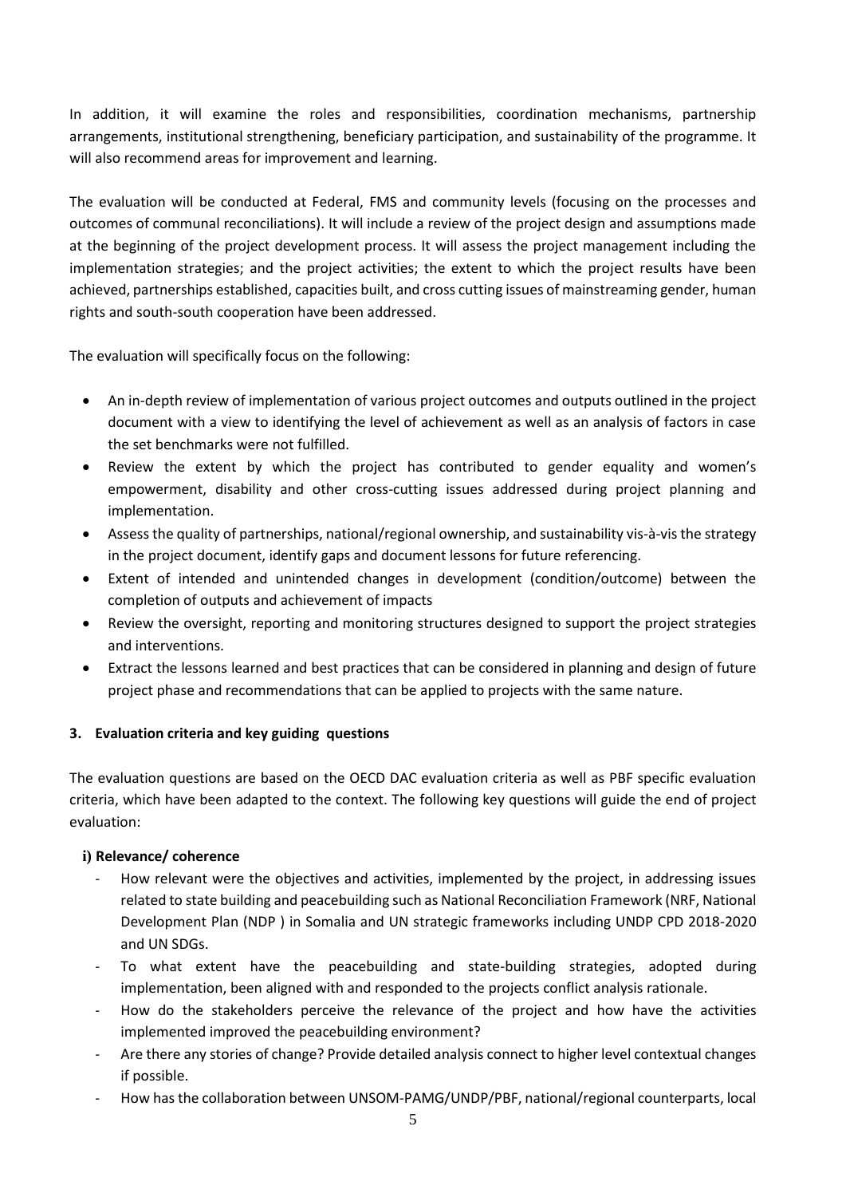In addition, it will examine the roles and responsibilities, coordination mechanisms, partnership arrangements, institutional strengthening, beneficiary participation, and sustainability of the programme. It will also recommend areas for improvement and learning.

The evaluation will be conducted at Federal, FMS and community levels (focusing on the processes and outcomes of communal reconciliations). It will include a review of the project design and assumptions made at the beginning of the project development process. It will assess the project management including the implementation strategies; and the project activities; the extent to which the project results have been achieved, partnerships established, capacities built, and cross cutting issues of mainstreaming gender, human rights and south-south cooperation have been addressed.

The evaluation will specifically focus on the following:

- An in-depth review of implementation of various project outcomes and outputs outlined in the project document with a view to identifying the level of achievement as well as an analysis of factors in case the set benchmarks were not fulfilled.
- Review the extent by which the project has contributed to gender equality and women's empowerment, disability and other cross-cutting issues addressed during project planning and implementation.
- Assess the quality of partnerships, national/regional ownership, and sustainability vis-à-vis the strategy in the project document, identify gaps and document lessons for future referencing.
- Extent of intended and unintended changes in development (condition/outcome) between the completion of outputs and achievement of impacts
- Review the oversight, reporting and monitoring structures designed to support the project strategies and interventions.
- Extract the lessons learned and best practices that can be considered in planning and design of future project phase and recommendations that can be applied to projects with the same nature.

### 3. Evaluation criteria and key guiding questions

The evaluation questions are based on the OECD DAC evaluation criteria as well as PBF specific evaluation criteria, which have been adapted to the context. The following key questions will guide the end of project evaluation:

#### i) Relevance/ coherence

- How relevant were the objectives and activities, implemented by the project, in addressing issues related to state building and peacebuilding such as National Reconciliation Framework (NRF, National Development Plan (NDP ) in Somalia and UN strategic frameworks including UNDP CPD 2018-2020 and UN SDGs.
- To what extent have the peacebuilding and state-building strategies, adopted during implementation, been aligned with and responded to the projects conflict analysis rationale.
- How do the stakeholders perceive the relevance of the project and how have the activities implemented improved the peacebuilding environment?
- Are there any stories of change? Provide detailed analysis connect to higher level contextual changes if possible.
- How has the collaboration between UNSOM-PAMG/UNDP/PBF, national/regional counterparts, local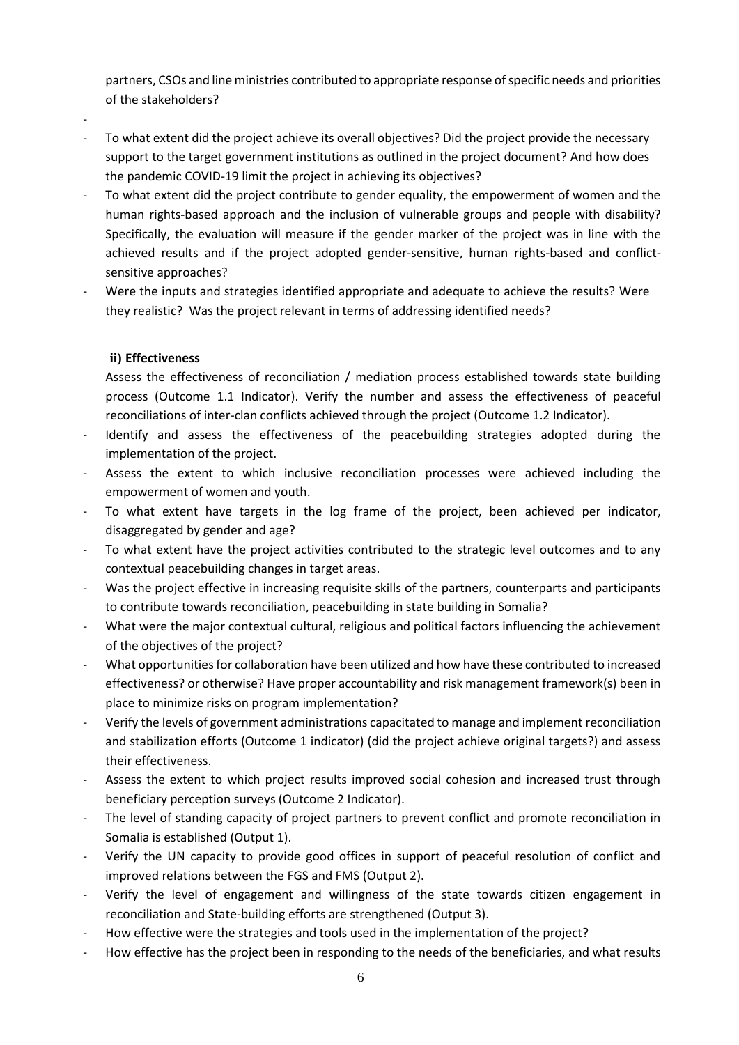partners, CSOs and line ministries contributed to appropriate response of specific needs and priorities of the stakeholders?

- To what extent did the project achieve its overall objectives? Did the project provide the necessary support to the target government institutions as outlined in the project document? And how does the pandemic COVID-19 limit the project in achieving its objectives?
- To what extent did the project contribute to gender equality, the empowerment of women and the human rights-based approach and the inclusion of vulnerable groups and people with disability? Specifically, the evaluation will measure if the gender marker of the project was in line with the achieved results and if the project adopted gender-sensitive, human rights-based and conflict-sensitive approaches?
- Were the inputs and strategies identified appropriate and adequate to achieve the results? Were they realistic? Was the project relevant in terms of addressing identified needs?

**ii) Effectiveness**

Assess the effectiveness of reconciliation / mediation process established towards state building process (Outcome 1.1 Indicator). Verify the number and assess the effectiveness of peaceful reconciliations of inter-clan conflicts achieved through the project (Outcome 1.2 Indicator).

- Identify and assess the effectiveness of the peacebuilding strategies adopted during the implementation of the project.
- Assess the extent to which inclusive reconciliation processes were achieved including the empowerment of women and youth.
- To what extent have targets in the log frame of the project, been achieved per indicator, disaggregated by gender and age?
- To what extent have the project activities contributed to the strategic level outcomes and to any contextual peacebuilding changes in target areas.
- Was the project effective in increasing requisite skills of the partners, counterparts and participants to contribute towards reconciliation, peacebuilding in state building in Somalia?
- What were the major contextual cultural, religious and political factors influencing the achievement of the objectives of the project?
- What opportunities for collaboration have been utilized and how have these contributed to increased effectiveness? or otherwise? Have proper accountability and risk management framework(s) been in place to minimize risks on program implementation?
- Verify the levels of government administrations capacitated to manage and implement reconciliation and stabilization efforts (Outcome 1 indicator) (did the project achieve original targets?) and assess their effectiveness.
- Assess the extent to which project results improved social cohesion and increased trust through beneficiary perception surveys (Outcome 2 Indicator).
- The level of standing capacity of project partners to prevent conflict and promote reconciliation in Somalia is established (Output 1).
- Verify the UN capacity to provide good offices in support of peaceful resolution of conflict and improved relations between the FGS and FMS (Output 2).
- Verify the level of engagement and willingness of the state towards citizen engagement in reconciliation and State-building efforts are strengthened (Output 3).
- How effective were the strategies and tools used in the implementation of the project?
- How effective has the project been in responding to the needs of the beneficiaries, and what results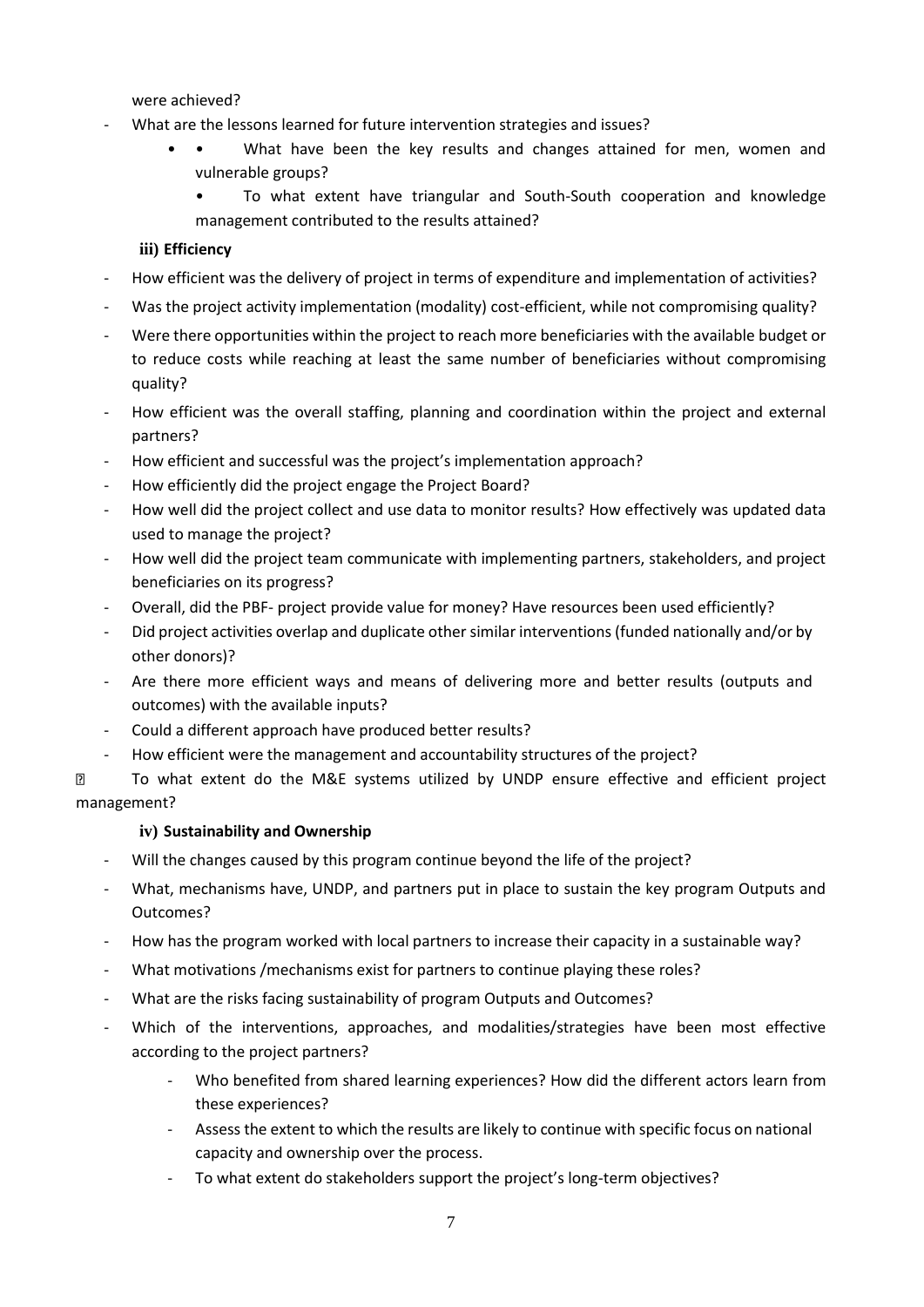were achieved?

- What are the lessons learned for future intervention strategies and issues?
    - • What have been the key results and changes attained for men, women and vulnerable groups?

      • To what extent have triangular and South-South cooperation and knowledge management contributed to the results attained?

**iii) Efficiency**

- How efficient was the delivery of project in terms of expenditure and implementation of activities?
- Was the project activity implementation (modality) cost-efficient, while not compromising quality?
- Were there opportunities within the project to reach more beneficiaries with the available budget or to reduce costs while reaching at least the same number of beneficiaries without compromising quality?
- How efficient was the overall staffing, planning and coordination within the project and external partners?
- How efficient and successful was the project's implementation approach?
- How efficiently did the project engage the Project Board?
- How well did the project collect and use data to monitor results? How effectively was updated data used to manage the project?
- How well did the project team communicate with implementing partners, stakeholders, and project beneficiaries on its progress?
- Overall, did the PBF- project provide value for money? Have resources been used efficiently?
- Did project activities overlap and duplicate other similar interventions (funded nationally and/or by other donors)?
- Are there more efficient ways and means of delivering more and better results (outputs and outcomes) with the available inputs?
- Could a different approach have produced better results?
- How efficient were the management and accountability structures of the project?

 To what extent do the M&E systems utilized by UNDP ensure effective and efficient project management?

**iv) Sustainability and Ownership**

- Will the changes caused by this program continue beyond the life of the project?
- What, mechanisms have, UNDP, and partners put in place to sustain the key program Outputs and Outcomes?
- How has the program worked with local partners to increase their capacity in a sustainable way?
- What motivations /mechanisms exist for partners to continue playing these roles?
- What are the risks facing sustainability of program Outputs and Outcomes?
- Which of the interventions, approaches, and modalities/strategies have been most effective according to the project partners?
    - Who benefited from shared learning experiences? How did the different actors learn from these experiences?
    - Assess the extent to which the results are likely to continue with specific focus on national capacity and ownership over the process.
    - To what extent do stakeholders support the project's long-term objectives?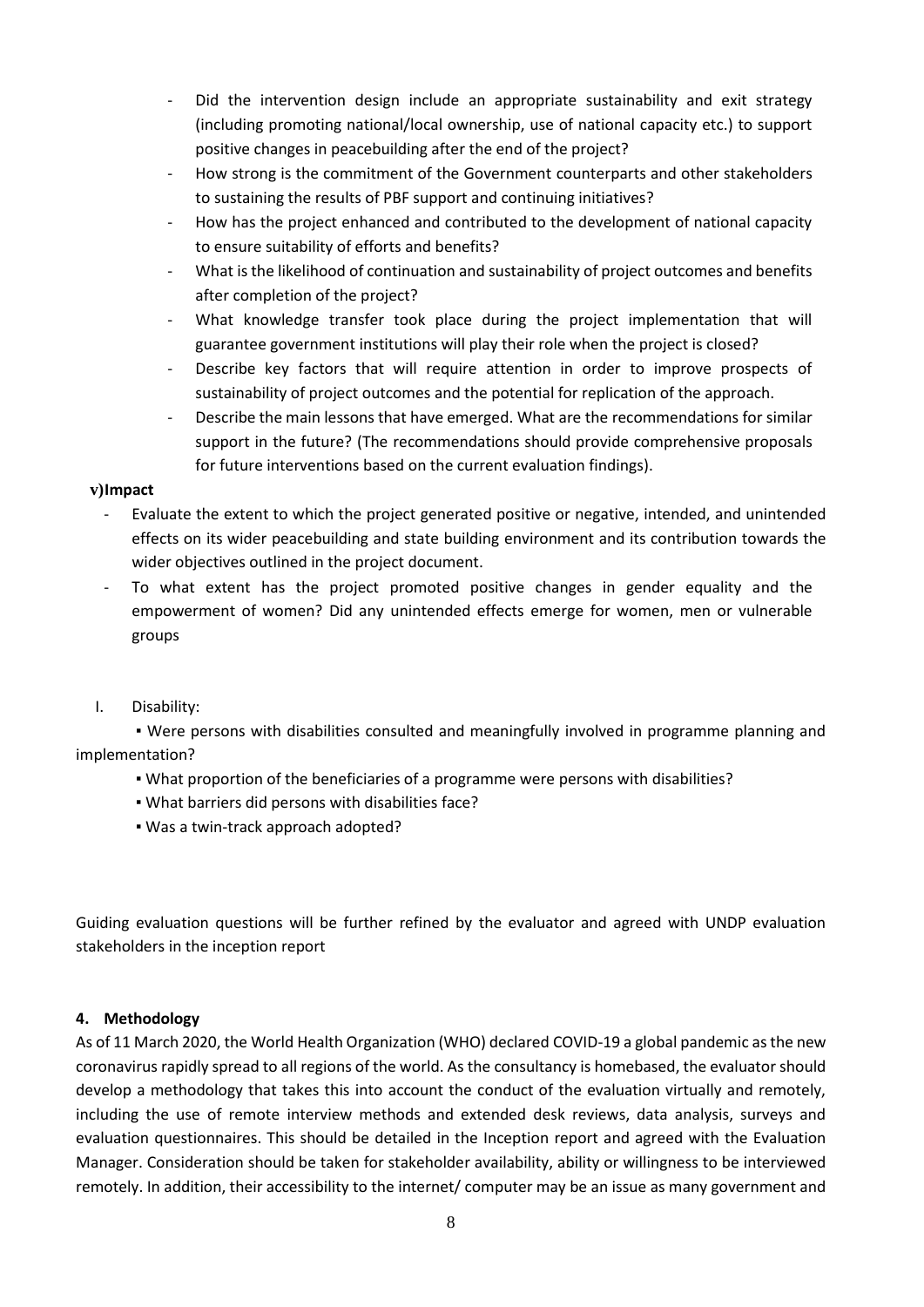- Did the intervention design include an appropriate sustainability and exit strategy (including promoting national/local ownership, use of national capacity etc.) to support positive changes in peacebuilding after the end of the project?
- How strong is the commitment of the Government counterparts and other stakeholders to sustaining the results of PBF support and continuing initiatives?
- How has the project enhanced and contributed to the development of national capacity to ensure suitability of efforts and benefits?
- What is the likelihood of continuation and sustainability of project outcomes and benefits after completion of the project?
- What knowledge transfer took place during the project implementation that will guarantee government institutions will play their role when the project is closed?
- Describe key factors that will require attention in order to improve prospects of sustainability of project outcomes and the potential for replication of the approach.
- Describe the main lessons that have emerged. What are the recommendations for similar support in the future? (The recommendations should provide comprehensive proposals for future interventions based on the current evaluation findings).

**v)Impact**

- Evaluate the extent to which the project generated positive or negative, intended, and unintended effects on its wider peacebuilding and state building environment and its contribution towards the wider objectives outlined in the project document.
- To what extent has the project promoted positive changes in gender equality and the empowerment of women? Did any unintended effects emerge for women, men or vulnerable groups

I. Disability:

▪ Were persons with disabilities consulted and meaningfully involved in programme planning and implementation?

▪ What proportion of the beneficiaries of a programme were persons with disabilities?

▪ What barriers did persons with disabilities face?

▪ Was a twin-track approach adopted?

Guiding evaluation questions will be further refined by the evaluator and agreed with UNDP evaluation stakeholders in the inception report

**4. Methodology**

As of 11 March 2020, the World Health Organization (WHO) declared COVID-19 a global pandemic as the new coronavirus rapidly spread to all regions of the world. As the consultancy is homebased, the evaluator should develop a methodology that takes this into account the conduct of the evaluation virtually and remotely, including the use of remote interview methods and extended desk reviews, data analysis, surveys and evaluation questionnaires. This should be detailed in the Inception report and agreed with the Evaluation Manager. Consideration should be taken for stakeholder availability, ability or willingness to be interviewed remotely. In addition, their accessibility to the internet/ computer may be an issue as many government and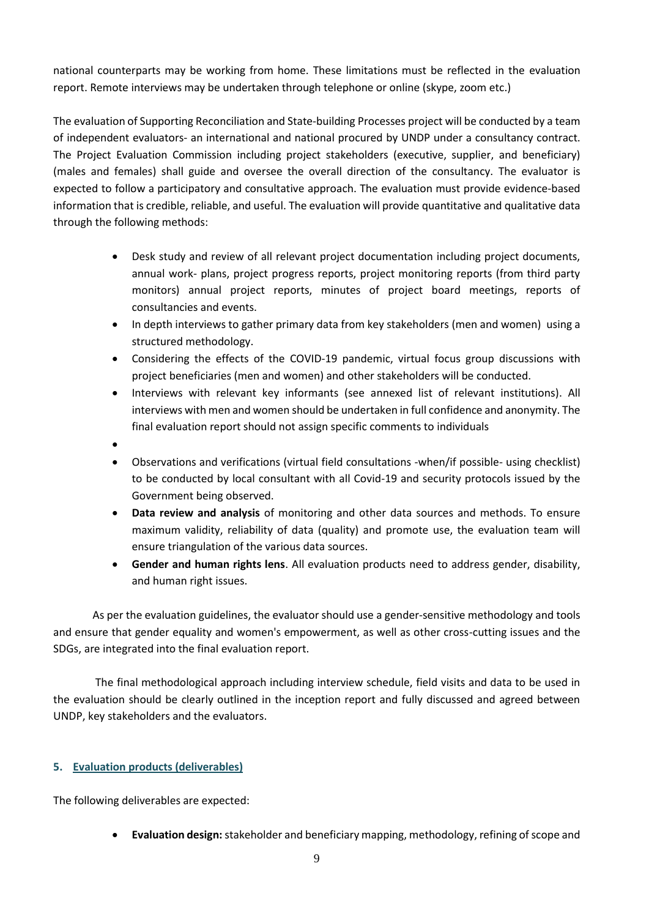national counterparts may be working from home. These limitations must be reflected in the evaluation report. Remote interviews may be undertaken through telephone or online (skype, zoom etc.)

The evaluation of Supporting Reconciliation and State-building Processes project will be conducted by a team of independent evaluators- an international and national procured by UNDP under a consultancy contract. The Project Evaluation Commission including project stakeholders (executive, supplier, and beneficiary) (males and females) shall guide and oversee the overall direction of the consultancy. The evaluator is expected to follow a participatory and consultative approach. The evaluation must provide evidence-based information that is credible, reliable, and useful. The evaluation will provide quantitative and qualitative data through the following methods:

- Desk study and review of all relevant project documentation including project documents, annual work- plans, project progress reports, project monitoring reports (from third party monitors) annual project reports, minutes of project board meetings, reports of consultancies and events.
- In depth interviews to gather primary data from key stakeholders (men and women) using a structured methodology.
- Considering the effects of the COVID-19 pandemic, virtual focus group discussions with project beneficiaries (men and women) and other stakeholders will be conducted.
- Interviews with relevant key informants (see annexed list of relevant institutions). All interviews with men and women should be undertaken in full confidence and anonymity. The final evaluation report should not assign specific comments to individuals
- 
- Observations and verifications (virtual field consultations -when/if possible- using checklist) to be conducted by local consultant with all Covid-19 and security protocols issued by the Government being observed.
- **Data review and analysis** of monitoring and other data sources and methods. To ensure maximum validity, reliability of data (quality) and promote use, the evaluation team will ensure triangulation of the various data sources.
- **Gender and human rights lens**. All evaluation products need to address gender, disability, and human right issues.

As per the evaluation guidelines, the evaluator should use a gender-sensitive methodology and tools and ensure that gender equality and women's empowerment, as well as other cross-cutting issues and the SDGs, are integrated into the final evaluation report.

The final methodological approach including interview schedule, field visits and data to be used in the evaluation should be clearly outlined in the inception report and fully discussed and agreed between UNDP, key stakeholders and the evaluators.

## 5. Evaluation products (deliverables)

The following deliverables are expected:

- **Evaluation design:** stakeholder and beneficiary mapping, methodology, refining of scope and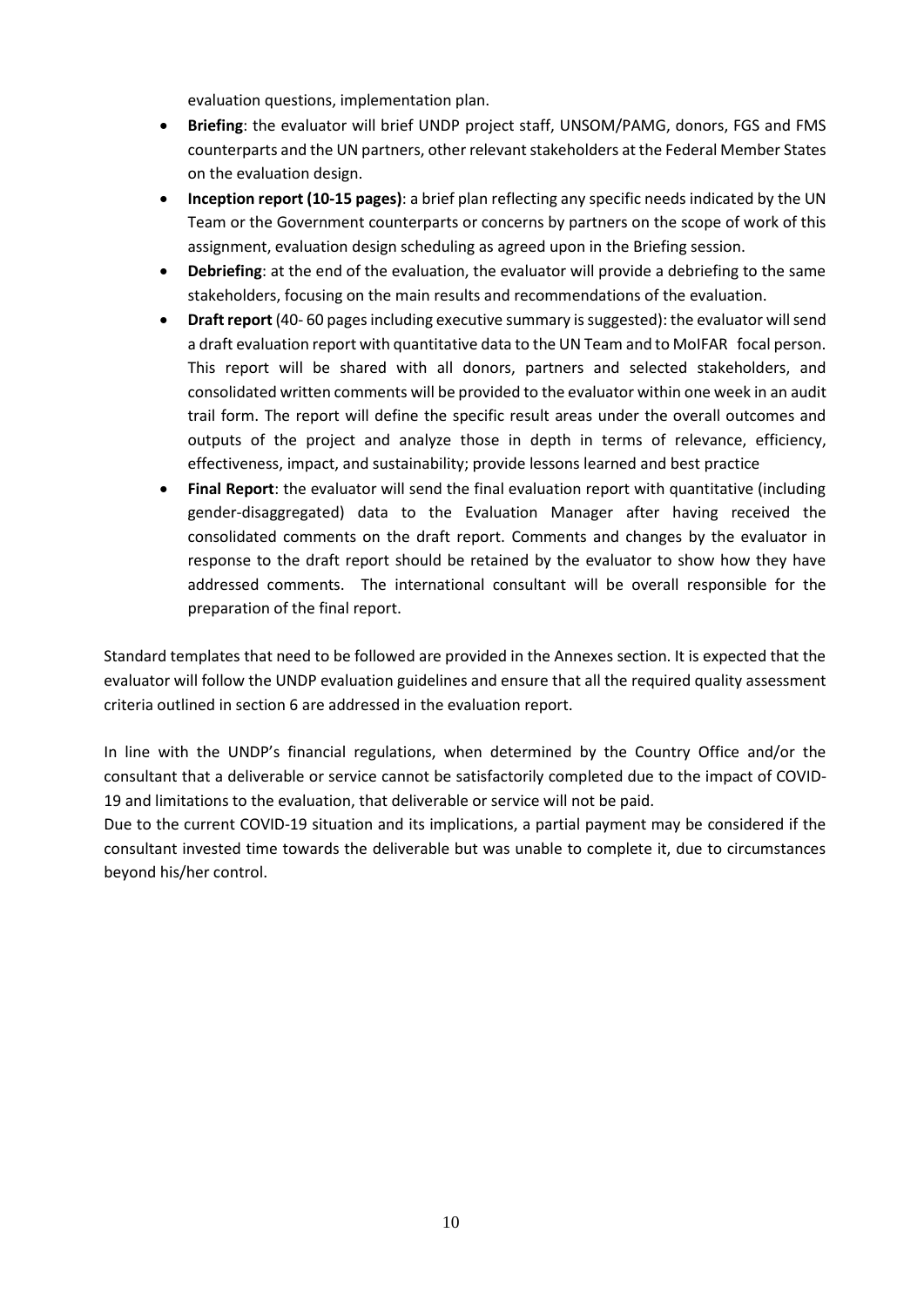evaluation questions, implementation plan.

- **Briefing**: the evaluator will brief UNDP project staff, UNSOM/PAMG, donors, FGS and FMS counterparts and the UN partners, other relevant stakeholders at the Federal Member States on the evaluation design.
- **Inception report (10-15 pages)**: a brief plan reflecting any specific needs indicated by the UN Team or the Government counterparts or concerns by partners on the scope of work of this assignment, evaluation design scheduling as agreed upon in the Briefing session.
- **Debriefing**: at the end of the evaluation, the evaluator will provide a debriefing to the same stakeholders, focusing on the main results and recommendations of the evaluation.
- **Draft report** (40- 60 pages including executive summary is suggested): the evaluator will send a draft evaluation report with quantitative data to the UN Team and to MoIFAR focal person. This report will be shared with all donors, partners and selected stakeholders, and consolidated written comments will be provided to the evaluator within one week in an audit trail form. The report will define the specific result areas under the overall outcomes and outputs of the project and analyze those in depth in terms of relevance, efficiency, effectiveness, impact, and sustainability; provide lessons learned and best practice
- **Final Report**: the evaluator will send the final evaluation report with quantitative (including gender-disaggregated) data to the Evaluation Manager after having received the consolidated comments on the draft report. Comments and changes by the evaluator in response to the draft report should be retained by the evaluator to show how they have addressed comments. The international consultant will be overall responsible for the preparation of the final report.

Standard templates that need to be followed are provided in the Annexes section. It is expected that the evaluator will follow the UNDP evaluation guidelines and ensure that all the required quality assessment criteria outlined in section 6 are addressed in the evaluation report.

In line with the UNDP's financial regulations, when determined by the Country Office and/or the consultant that a deliverable or service cannot be satisfactorily completed due to the impact of COVID-19 and limitations to the evaluation, that deliverable or service will not be paid.

Due to the current COVID-19 situation and its implications, a partial payment may be considered if the consultant invested time towards the deliverable but was unable to complete it, due to circumstances beyond his/her control.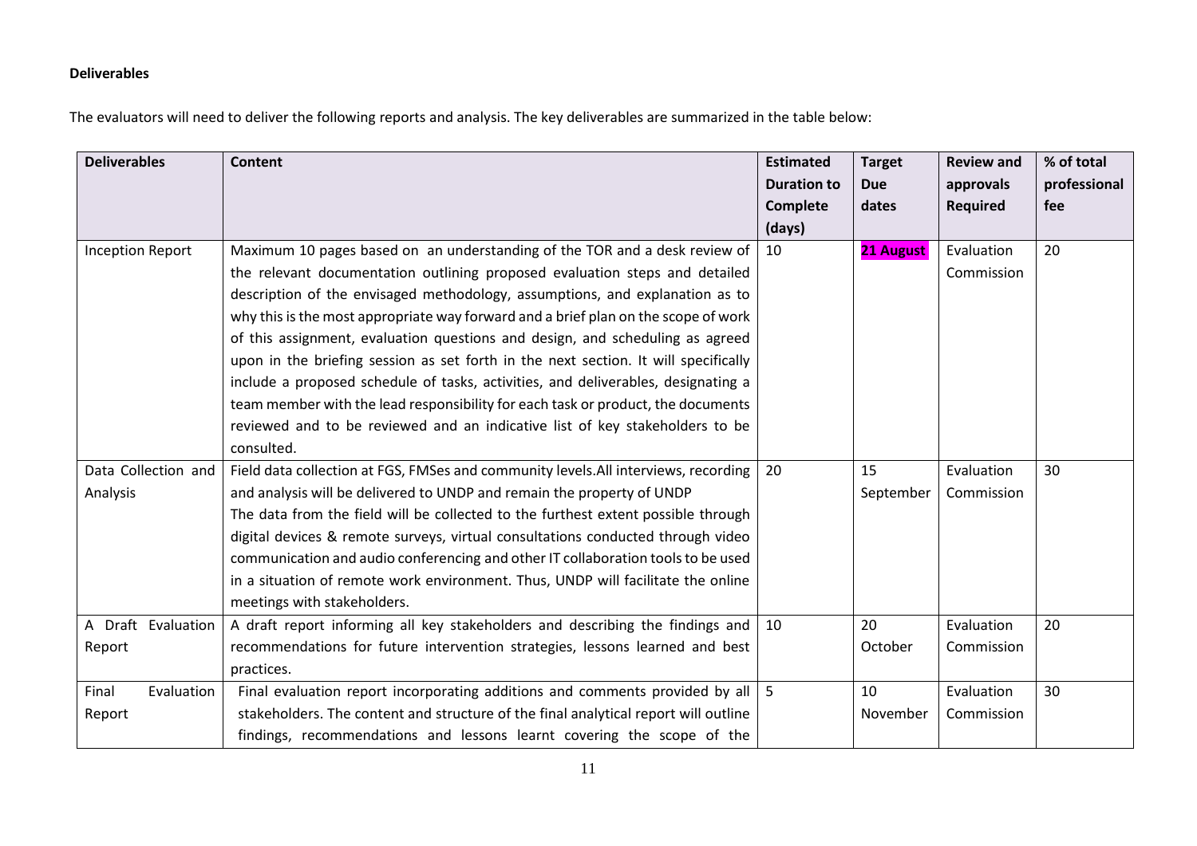**Deliverables**

The evaluators will need to deliver the following reports and analysis. The key deliverables are summarized in the table below:

| Deliverables | Content | Estimated Duration to Complete (days) | Target Due dates | Review and approvals Required | % of total professional fee |
|---|---|---|---|---|---|
| Inception Report | Maximum 10 pages based on an understanding of the TOR and a desk review of the relevant documentation outlining proposed evaluation steps and detailed description of the envisaged methodology, assumptions, and explanation as to why this is the most appropriate way forward and a brief plan on the scope of work of this assignment, evaluation questions and design, and scheduling as agreed upon in the briefing session as set forth in the next section. It will specifically include a proposed schedule of tasks, activities, and deliverables, designating a team member with the lead responsibility for each task or product, the documents reviewed and to be reviewed and an indicative list of key stakeholders to be consulted. | 10 | **21 August** | Evaluation Commission | 20 |
| Data Collection and Analysis | Field data collection at FGS, FMSes and community levels.All interviews, recording and analysis will be delivered to UNDP and remain the property of UNDP<br>The data from the field will be collected to the furthest extent possible through digital devices & remote surveys, virtual consultations conducted through video communication and audio conferencing and other IT collaboration tools to be used in a situation of remote work environment. Thus, UNDP will facilitate the online meetings with stakeholders. | 20 | 15 September | Evaluation Commission | 30 |
| A Draft Evaluation Report | A draft report informing all key stakeholders and describing the findings and recommendations for future intervention strategies, lessons learned and best practices. | 10 | 20 October | Evaluation Commission | 20 |
| Final Evaluation Report | Final evaluation report incorporating additions and comments provided by all stakeholders. The content and structure of the final analytical report will outline findings, recommendations and lessons learnt covering the scope of the | 5 | 10 November | Evaluation Commission | 30 |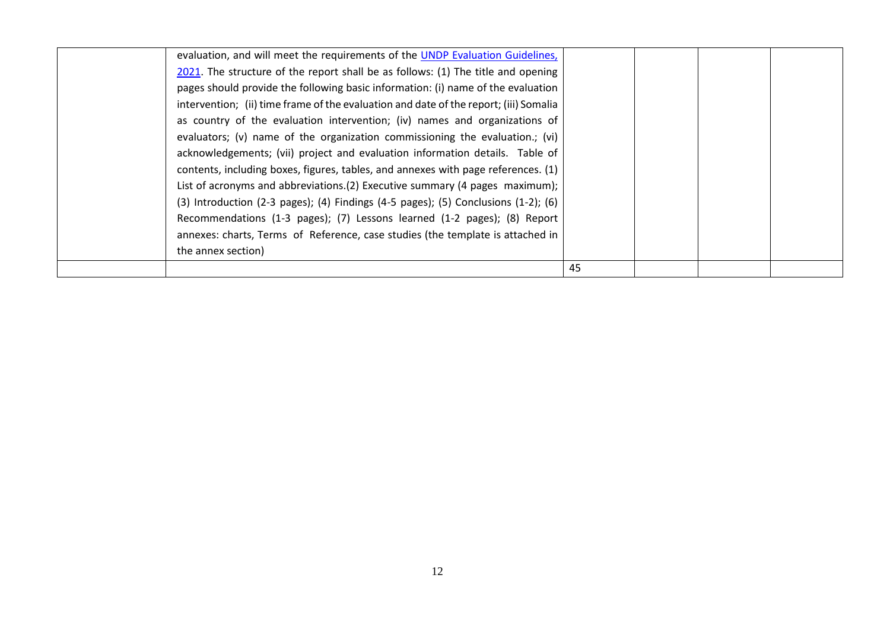|  | evaluation, and will meet the requirements of the [UNDP Evaluation Guidelines, 2021](). The structure of the report shall be as follows: (1) The title and opening pages should provide the following basic information: (i) name of the evaluation intervention; (ii) time frame of the evaluation and date of the report; (iii) Somalia as country of the evaluation intervention; (iv) names and organizations of evaluators; (v) name of the organization commissioning the evaluation.; (vi) acknowledgements; (vii) project and evaluation information details. Table of contents, including boxes, figures, tables, and annexes with page references. (1) List of acronyms and abbreviations.(2) Executive summary (4 pages maximum); (3) Introduction (2-3 pages); (4) Findings (4-5 pages); (5) Conclusions (1-2); (6) Recommendations (1-3 pages); (7) Lessons learned (1-2 pages); (8) Report annexes: charts, Terms of Reference, case studies (the template is attached in the annex section) |  |  |  |  |
|---|---|---|---|---|---|
|  |  | 45 |  |  |  |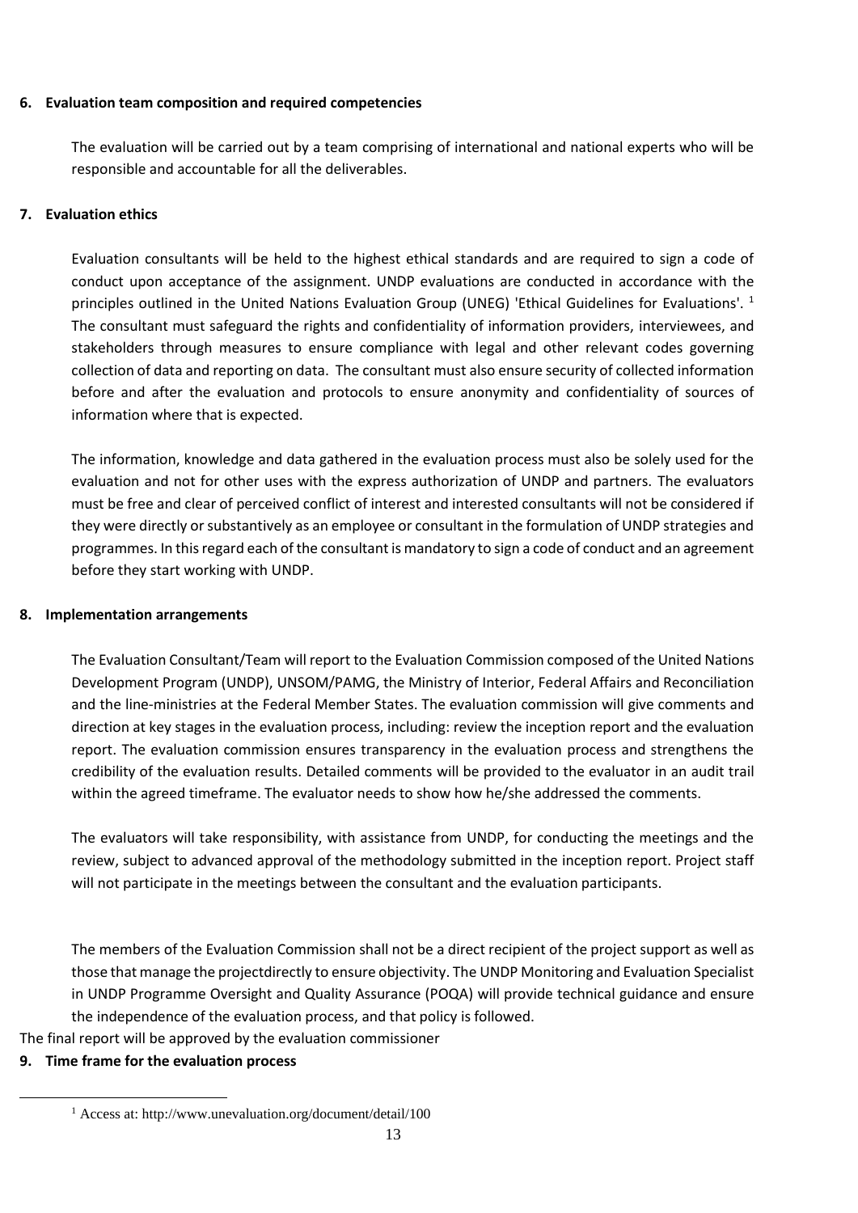## 6. Evaluation team composition and required competencies

The evaluation will be carried out by a team comprising of international and national experts who will be responsible and accountable for all the deliverables.

## 7. Evaluation ethics

Evaluation consultants will be held to the highest ethical standards and are required to sign a code of conduct upon acceptance of the assignment. UNDP evaluations are conducted in accordance with the principles outlined in the United Nations Evaluation Group (UNEG) 'Ethical Guidelines for Evaluations'. [1] The consultant must safeguard the rights and confidentiality of information providers, interviewees, and stakeholders through measures to ensure compliance with legal and other relevant codes governing collection of data and reporting on data. The consultant must also ensure security of collected information before and after the evaluation and protocols to ensure anonymity and confidentiality of sources of information where that is expected.

The information, knowledge and data gathered in the evaluation process must also be solely used for the evaluation and not for other uses with the express authorization of UNDP and partners. The evaluators must be free and clear of perceived conflict of interest and interested consultants will not be considered if they were directly or substantively as an employee or consultant in the formulation of UNDP strategies and programmes. In this regard each of the consultant is mandatory to sign a code of conduct and an agreement before they start working with UNDP.

## 8. Implementation arrangements

The Evaluation Consultant/Team will report to the Evaluation Commission composed of the United Nations Development Program (UNDP), UNSOM/PAMG, the Ministry of Interior, Federal Affairs and Reconciliation and the line-ministries at the Federal Member States. The evaluation commission will give comments and direction at key stages in the evaluation process, including: review the inception report and the evaluation report. The evaluation commission ensures transparency in the evaluation process and strengthens the credibility of the evaluation results. Detailed comments will be provided to the evaluator in an audit trail within the agreed timeframe. The evaluator needs to show how he/she addressed the comments.

The evaluators will take responsibility, with assistance from UNDP, for conducting the meetings and the review, subject to advanced approval of the methodology submitted in the inception report. Project staff will not participate in the meetings between the consultant and the evaluation participants.

The members of the Evaluation Commission shall not be a direct recipient of the project support as well as those that manage the projectdirectly to ensure objectivity. The UNDP Monitoring and Evaluation Specialist in UNDP Programme Oversight and Quality Assurance (POQA) will provide technical guidance and ensure the independence of the evaluation process, and that policy is followed.

The final report will be approved by the evaluation commissioner

## 9. Time frame for the evaluation process

[1] Access at: http://www.unevaluation.org/document/detail/100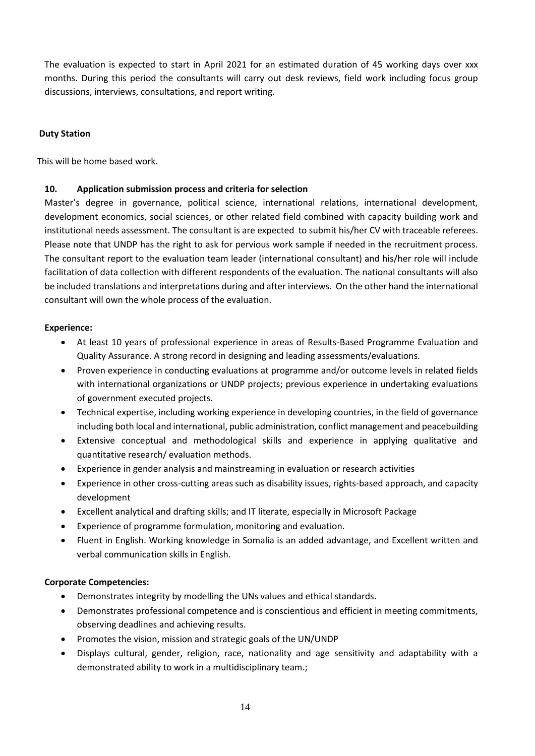The evaluation is expected to start in April 2021 for an estimated duration of 45 working days over xxx months. During this period the consultants will carry out desk reviews, field work including focus group discussions, interviews, consultations, and report writing.

**Duty Station**

This will be home based work.

## 10. Application submission process and criteria for selection

Master's degree in governance, political science, international relations, international development, development economics, social sciences, or other related field combined with capacity building work and institutional needs assessment. The consultant is are expected to submit his/her CV with traceable referees. Please note that UNDP has the right to ask for pervious work sample if needed in the recruitment process. The consultant report to the evaluation team leader (international consultant) and his/her role will include facilitation of data collection with different respondents of the evaluation. The national consultants will also be included translations and interpretations during and after interviews. On the other hand the international consultant will own the whole process of the evaluation.

**Experience:**

- At least 10 years of professional experience in areas of Results-Based Programme Evaluation and Quality Assurance. A strong record in designing and leading assessments/evaluations.
- Proven experience in conducting evaluations at programme and/or outcome levels in related fields with international organizations or UNDP projects; previous experience in undertaking evaluations of government executed projects.
- Technical expertise, including working experience in developing countries, in the field of governance including both local and international, public administration, conflict management and peacebuilding
- Extensive conceptual and methodological skills and experience in applying qualitative and quantitative research/ evaluation methods.
- Experience in gender analysis and mainstreaming in evaluation or research activities
- Experience in other cross-cutting areas such as disability issues, rights-based approach, and capacity development
- Excellent analytical and drafting skills; and IT literate, especially in Microsoft Package
- Experience of programme formulation, monitoring and evaluation.
- Fluent in English. Working knowledge in Somalia is an added advantage, and Excellent written and verbal communication skills in English.

**Corporate Competencies:**

- Demonstrates integrity by modelling the UNs values and ethical standards.
- Demonstrates professional competence and is conscientious and efficient in meeting commitments, observing deadlines and achieving results.
- Promotes the vision, mission and strategic goals of the UN/UNDP
- Displays cultural, gender, religion, race, nationality and age sensitivity and adaptability with a demonstrated ability to work in a multidisciplinary team.;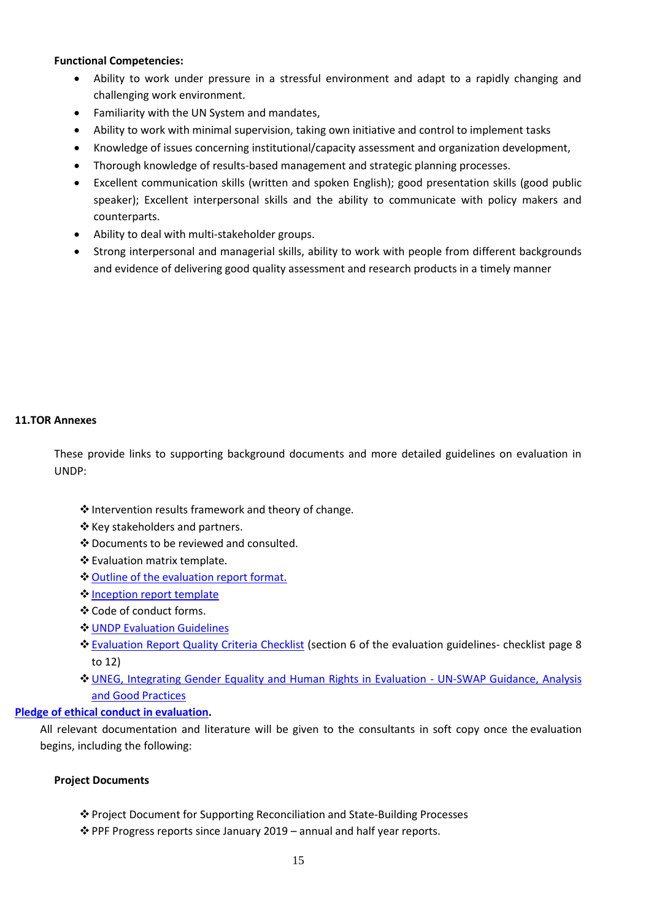**Functional Competencies:**

- Ability to work under pressure in a stressful environment and adapt to a rapidly changing and challenging work environment.
- Familiarity with the UN System and mandates,
- Ability to work with minimal supervision, taking own initiative and control to implement tasks
- Knowledge of issues concerning institutional/capacity assessment and organization development,
- Thorough knowledge of results-based management and strategic planning processes.
- Excellent communication skills (written and spoken English); good presentation skills (good public speaker); Excellent interpersonal skills and the ability to communicate with policy makers and counterparts.
- Ability to deal with multi-stakeholder groups.
- Strong interpersonal and managerial skills, ability to work with people from different backgrounds and evidence of delivering good quality assessment and research products in a timely manner

## 11.TOR Annexes

These provide links to supporting background documents and more detailed guidelines on evaluation in UNDP:

- ❖ Intervention results framework and theory of change.
- ❖ Key stakeholders and partners.
- ❖ Documents to be reviewed and consulted.
- ❖ Evaluation matrix template.
- ❖ Outline of the evaluation report format.
- ❖ Inception report template
- ❖ Code of conduct forms.
- ❖ UNDP Evaluation Guidelines
- ❖ Evaluation Report Quality Criteria Checklist (section 6 of the evaluation guidelines- checklist page 8 to 12)
- ❖ UNEG, Integrating Gender Equality and Human Rights in Evaluation - UN-SWAP Guidance, Analysis and Good Practices

**Pledge of ethical conduct in evaluation.**

All relevant documentation and literature will be given to the consultants in soft copy once the evaluation begins, including the following:

**Project Documents**

- ❖ Project Document for Supporting Reconciliation and State-Building Processes
- ❖ PPF Progress reports since January 2019 – annual and half year reports.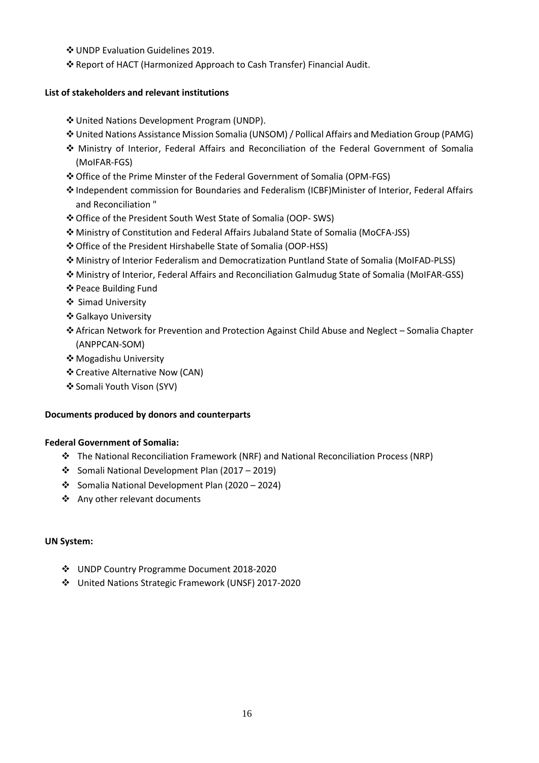- UNDP Evaluation Guidelines 2019.
- Report of HACT (Harmonized Approach to Cash Transfer) Financial Audit.

**List of stakeholders and relevant institutions**

- United Nations Development Program (UNDP).
- United Nations Assistance Mission Somalia (UNSOM) / Pollical Affairs and Mediation Group (PAMG)
- Ministry of Interior, Federal Affairs and Reconciliation of the Federal Government of Somalia (MoIFAR-FGS)
- Office of the Prime Minster of the Federal Government of Somalia (OPM-FGS)
- Independent commission for Boundaries and Federalism (ICBF)Minister of Interior, Federal Affairs and Reconciliation "
- Office of the President South West State of Somalia (OOP- SWS)
- Ministry of Constitution and Federal Affairs Jubaland State of Somalia (MoCFA-JSS)
- Office of the President Hirshabelle State of Somalia (OOP-HSS)
- Ministry of Interior Federalism and Democratization Puntland State of Somalia (MoIFAD-PLSS)
- Ministry of Interior, Federal Affairs and Reconciliation Galmudug State of Somalia (MoIFAR-GSS)
- Peace Building Fund
- Simad University
- Galkayo University
- African Network for Prevention and Protection Against Child Abuse and Neglect – Somalia Chapter (ANPPCAN-SOM)
- Mogadishu University
- Creative Alternative Now (CAN)
- Somali Youth Vison (SYV)

**Documents produced by donors and counterparts**

**Federal Government of Somalia:**

- The National Reconciliation Framework (NRF) and National Reconciliation Process (NRP)
- Somali National Development Plan (2017 – 2019)
- Somalia National Development Plan (2020 – 2024)
- Any other relevant documents

**UN System:**

- UNDP Country Programme Document 2018-2020
- United Nations Strategic Framework (UNSF) 2017-2020